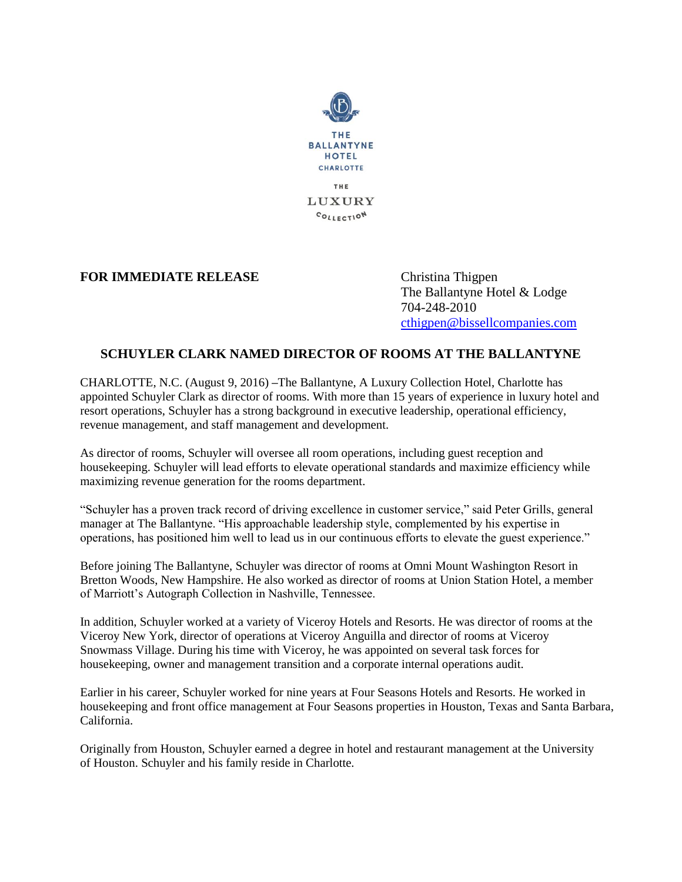THE BALLANTYNE HOTEL CHARLOTTE

THE LUXURY COLLECTION

**FOR IMMEDIATE RELEASE**

Christina Thigpen
The Ballantyne Hotel & Lodge
704-248-2010
cthigpen@bissellcompanies.com

## SCHUYLER CLARK NAMED DIRECTOR OF ROOMS AT THE BALLANTYNE

CHARLOTTE, N.C. (August 9, 2016) –The Ballantyne, A Luxury Collection Hotel, Charlotte has appointed Schuyler Clark as director of rooms. With more than 15 years of experience in luxury hotel and resort operations, Schuyler has a strong background in executive leadership, operational efficiency, revenue management, and staff management and development.

As director of rooms, Schuyler will oversee all room operations, including guest reception and housekeeping. Schuyler will lead efforts to elevate operational standards and maximize efficiency while maximizing revenue generation for the rooms department.

"Schuyler has a proven track record of driving excellence in customer service," said Peter Grills, general manager at The Ballantyne. "His approachable leadership style, complemented by his expertise in operations, has positioned him well to lead us in our continuous efforts to elevate the guest experience."

Before joining The Ballantyne, Schuyler was director of rooms at Omni Mount Washington Resort in Bretton Woods, New Hampshire. He also worked as director of rooms at Union Station Hotel, a member of Marriott's Autograph Collection in Nashville, Tennessee.

In addition, Schuyler worked at a variety of Viceroy Hotels and Resorts. He was director of rooms at the Viceroy New York, director of operations at Viceroy Anguilla and director of rooms at Viceroy Snowmass Village. During his time with Viceroy, he was appointed on several task forces for housekeeping, owner and management transition and a corporate internal operations audit.

Earlier in his career, Schuyler worked for nine years at Four Seasons Hotels and Resorts. He worked in housekeeping and front office management at Four Seasons properties in Houston, Texas and Santa Barbara, California.

Originally from Houston, Schuyler earned a degree in hotel and restaurant management at the University of Houston. Schuyler and his family reside in Charlotte.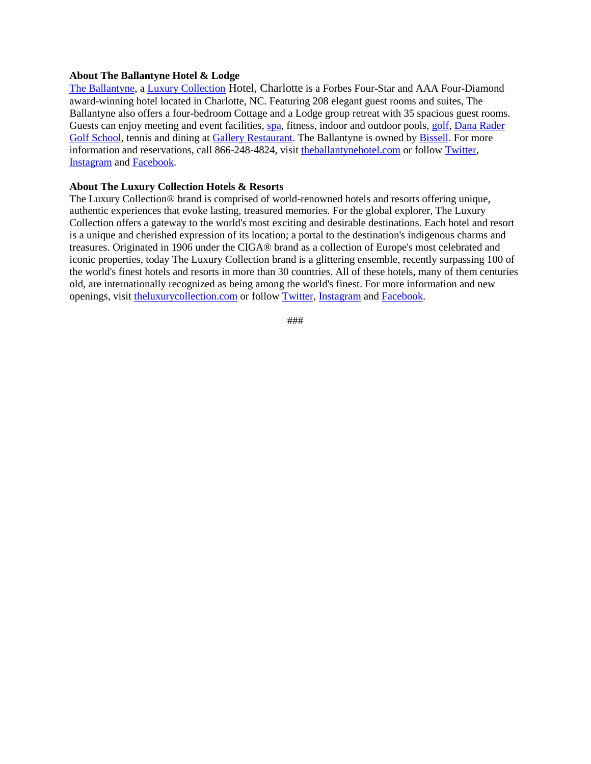**About The Ballantyne Hotel & Lodge**

The Ballantyne, a Luxury Collection Hotel, Charlotte is a Forbes Four-Star and AAA Four-Diamond award-winning hotel located in Charlotte, NC. Featuring 208 elegant guest rooms and suites, The Ballantyne also offers a four-bedroom Cottage and a Lodge group retreat with 35 spacious guest rooms. Guests can enjoy meeting and event facilities, spa, fitness, indoor and outdoor pools, golf, Dana Rader Golf School, tennis and dining at Gallery Restaurant. The Ballantyne is owned by Bissell. For more information and reservations, call 866-248-4824, visit theballantynehotel.com or follow Twitter, Instagram and Facebook.

**About The Luxury Collection Hotels & Resorts**

The Luxury Collection® brand is comprised of world-renowned hotels and resorts offering unique, authentic experiences that evoke lasting, treasured memories. For the global explorer, The Luxury Collection offers a gateway to the world's most exciting and desirable destinations. Each hotel and resort is a unique and cherished expression of its location; a portal to the destination's indigenous charms and treasures. Originated in 1906 under the CIGA® brand as a collection of Europe's most celebrated and iconic properties, today The Luxury Collection brand is a glittering ensemble, recently surpassing 100 of the world's finest hotels and resorts in more than 30 countries. All of these hotels, many of them centuries old, are internationally recognized as being among the world's finest. For more information and new openings, visit theluxurycollection.com or follow Twitter, Instagram and Facebook.

###